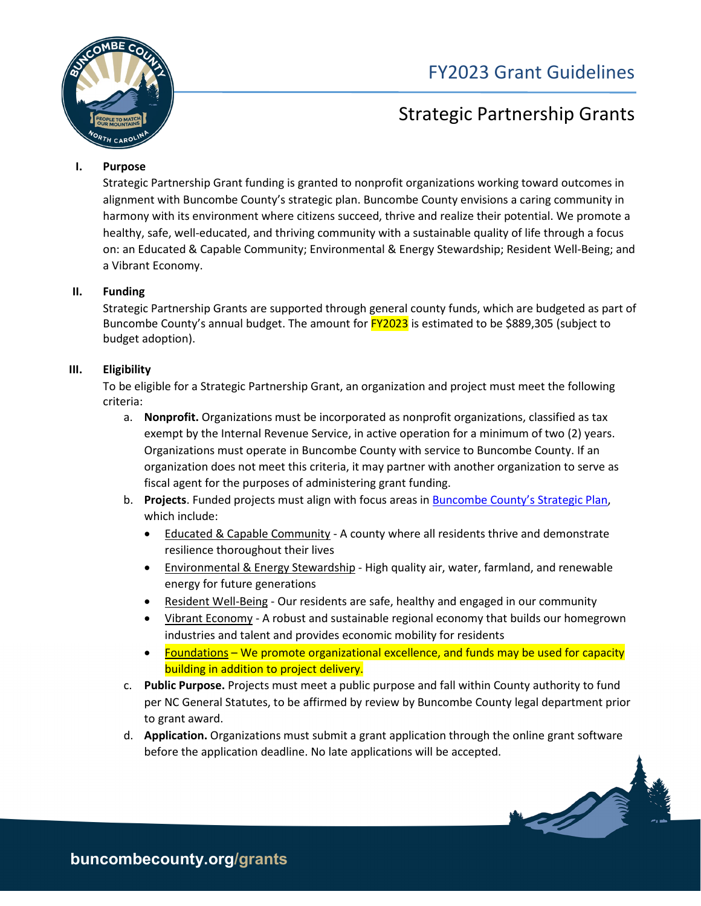# FY2023 Grant Guidelines

## Strategic Partnership Grants

### I. Purpose

Strategic Partnership Grant funding is granted to nonprofit organizations working toward outcomes in alignment with Buncombe County's strategic plan. Buncombe County envisions a caring community in harmony with its environment where citizens succeed, thrive and realize their potential. We promote a healthy, safe, well-educated, and thriving community with a sustainable quality of life through a focus on: an Educated & Capable Community; Environmental & Energy Stewardship; Resident Well-Being; and a Vibrant Economy.

### II. Funding

Strategic Partnership Grants are supported through general county funds, which are budgeted as part of Buncombe County's annual budget. The amount for FY2023 is estimated to be $889,305 (subject to budget adoption).

### III. Eligibility

To be eligible for a Strategic Partnership Grant, an organization and project must meet the following criteria:

a. **Nonprofit.** Organizations must be incorporated as nonprofit organizations, classified as tax exempt by the Internal Revenue Service, in active operation for a minimum of two (2) years. Organizations must operate in Buncombe County with service to Buncombe County. If an organization does not meet this criteria, it may partner with another organization to serve as fiscal agent for the purposes of administering grant funding.

b. **Projects**. Funded projects must align with focus areas in Buncombe County's Strategic Plan, which include:
   - Educated & Capable Community - A county where all residents thrive and demonstrate resilience thoroughout their lives
   - Environmental & Energy Stewardship - High quality air, water, farmland, and renewable energy for future generations
   - Resident Well-Being - Our residents are safe, healthy and engaged in our community
   - Vibrant Economy - A robust and sustainable regional economy that builds our homegrown industries and talent and provides economic mobility for residents
   - Foundations – We promote organizational excellence, and funds may be used for capacity building in addition to project delivery.

c. **Public Purpose.** Projects must meet a public purpose and fall within County authority to fund per NC General Statutes, to be affirmed by review by Buncombe County legal department prior to grant award.

d. **Application.** Organizations must submit a grant application through the online grant software before the application deadline. No late applications will be accepted.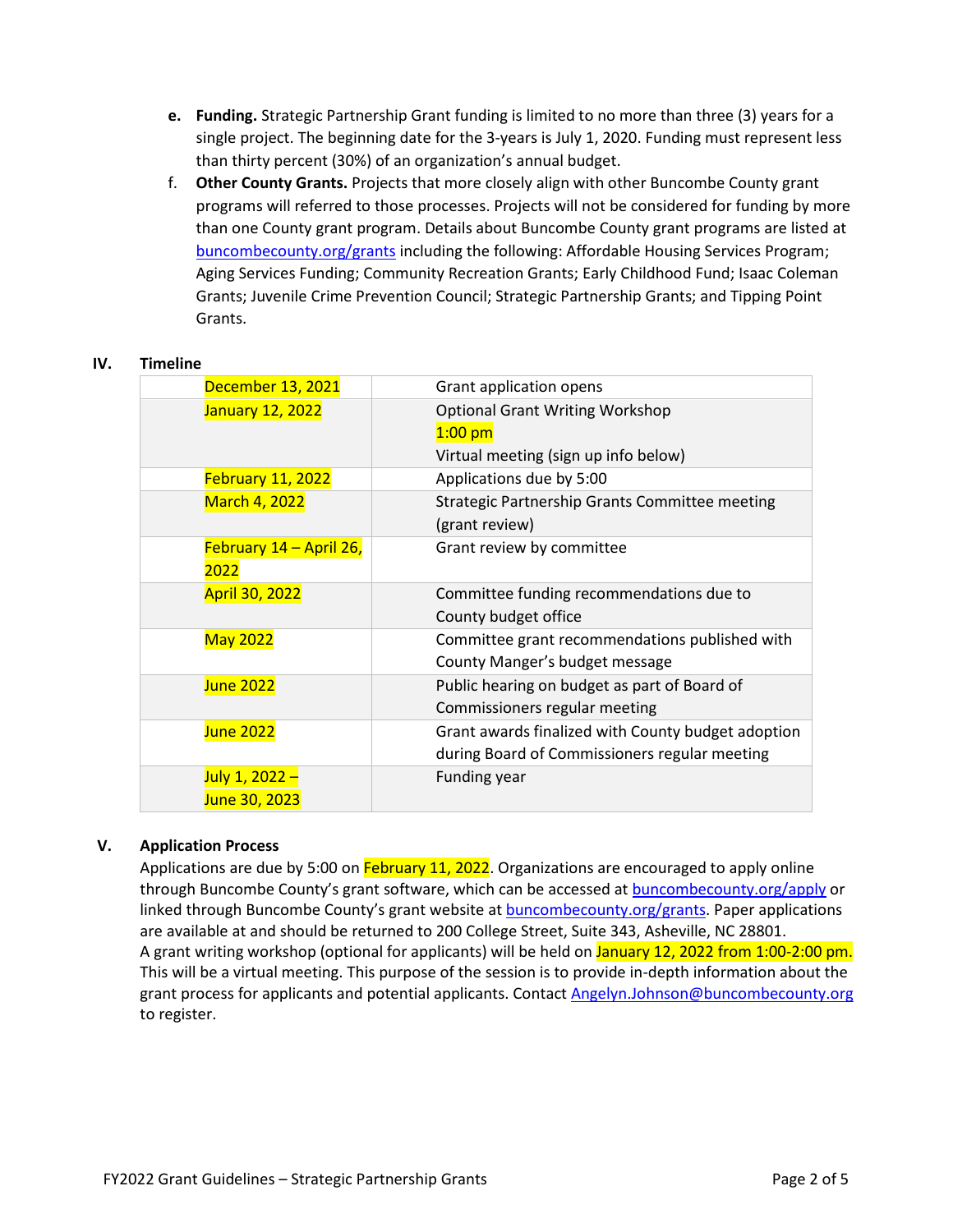e. **Funding.** Strategic Partnership Grant funding is limited to no more than three (3) years for a single project. The beginning date for the 3-years is July 1, 2020. Funding must represent less than thirty percent (30%) of an organization's annual budget.

f. **Other County Grants.** Projects that more closely align with other Buncombe County grant programs will referred to those processes. Projects will not be considered for funding by more than one County grant program. Details about Buncombe County grant programs are listed at buncombecounty.org/grants including the following: Affordable Housing Services Program; Aging Services Funding; Community Recreation Grants; Early Childhood Fund; Isaac Coleman Grants; Juvenile Crime Prevention Council; Strategic Partnership Grants; and Tipping Point Grants.

## IV. Timeline

| | |
|---|---|
| December 13, 2021 | Grant application opens |
| January 12, 2022 | Optional Grant Writing Workshop<br>1:00 pm<br>Virtual meeting (sign up info below) |
| February 11, 2022 | Applications due by 5:00 |
| March 4, 2022 | Strategic Partnership Grants Committee meeting (grant review) |
| February 14 – April 26, 2022 | Grant review by committee |
| April 30, 2022 | Committee funding recommendations due to County budget office |
| May 2022 | Committee grant recommendations published with County Manger's budget message |
| June 2022 | Public hearing on budget as part of Board of Commissioners regular meeting |
| June 2022 | Grant awards finalized with County budget adoption during Board of Commissioners regular meeting |
| July 1, 2022 – June 30, 2023 | Funding year |

## V. Application Process

Applications are due by 5:00 on February 11, 2022. Organizations are encouraged to apply online through Buncombe County's grant software, which can be accessed at buncombecounty.org/apply or linked through Buncombe County's grant website at buncombecounty.org/grants. Paper applications are available at and should be returned to 200 College Street, Suite 343, Asheville, NC 28801. A grant writing workshop (optional for applicants) will be held on January 12, 2022 from 1:00-2:00 pm. This will be a virtual meeting. This purpose of the session is to provide in-depth information about the grant process for applicants and potential applicants. Contact Angelyn.Johnson@buncombecounty.org to register.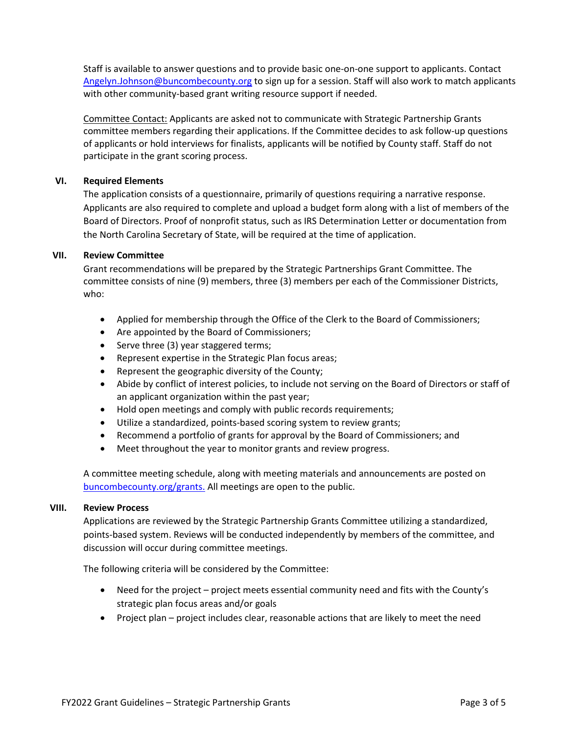Staff is available to answer questions and to provide basic one-on-one support to applicants. Contact [Angelyn.Johnson@buncombecounty.org](mailto:Angelyn.Johnson@buncombecounty.org) to sign up for a session. Staff will also work to match applicants with other community-based grant writing resource support if needed.

Committee Contact: Applicants are asked not to communicate with Strategic Partnership Grants committee members regarding their applications. If the Committee decides to ask follow-up questions of applicants or hold interviews for finalists, applicants will be notified by County staff. Staff do not participate in the grant scoring process.

## VI. Required Elements

The application consists of a questionnaire, primarily of questions requiring a narrative response. Applicants are also required to complete and upload a budget form along with a list of members of the Board of Directors. Proof of nonprofit status, such as IRS Determination Letter or documentation from the North Carolina Secretary of State, will be required at the time of application.

## VII. Review Committee

Grant recommendations will be prepared by the Strategic Partnerships Grant Committee. The committee consists of nine (9) members, three (3) members per each of the Commissioner Districts, who:

- Applied for membership through the Office of the Clerk to the Board of Commissioners;
- Are appointed by the Board of Commissioners;
- Serve three (3) year staggered terms;
- Represent expertise in the Strategic Plan focus areas;
- Represent the geographic diversity of the County;
- Abide by conflict of interest policies, to include not serving on the Board of Directors or staff of an applicant organization within the past year;
- Hold open meetings and comply with public records requirements;
- Utilize a standardized, points-based scoring system to review grants;
- Recommend a portfolio of grants for approval by the Board of Commissioners; and
- Meet throughout the year to monitor grants and review progress.

A committee meeting schedule, along with meeting materials and announcements are posted on [buncombecounty.org/grants.](https://buncombecounty.org/grants) All meetings are open to the public.

## VIII. Review Process

Applications are reviewed by the Strategic Partnership Grants Committee utilizing a standardized, points-based system. Reviews will be conducted independently by members of the committee, and discussion will occur during committee meetings.

The following criteria will be considered by the Committee:

- Need for the project – project meets essential community need and fits with the County's strategic plan focus areas and/or goals
- Project plan – project includes clear, reasonable actions that are likely to meet the need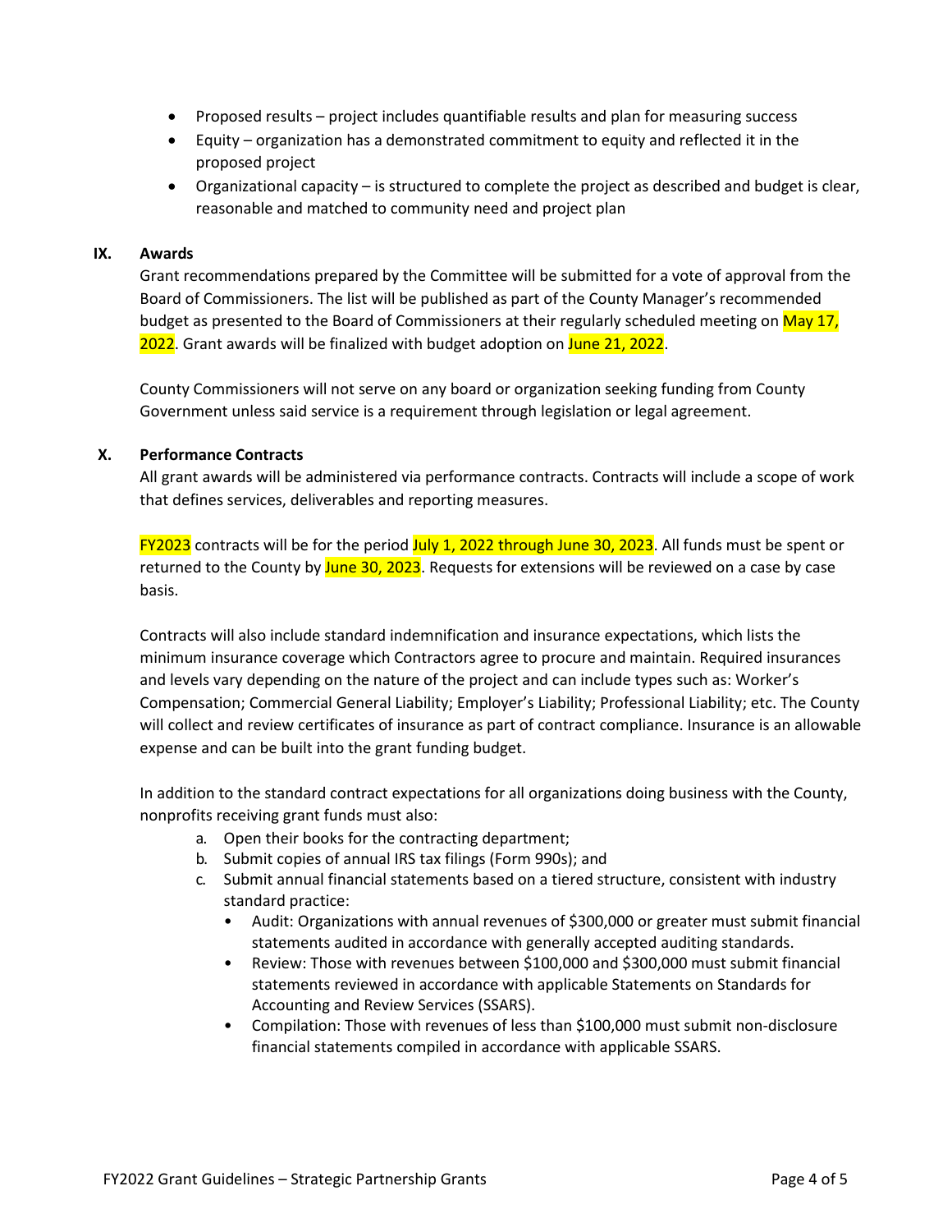- Proposed results – project includes quantifiable results and plan for measuring success
- Equity – organization has a demonstrated commitment to equity and reflected it in the proposed project
- Organizational capacity – is structured to complete the project as described and budget is clear, reasonable and matched to community need and project plan

## IX. Awards

Grant recommendations prepared by the Committee will be submitted for a vote of approval from the Board of Commissioners. The list will be published as part of the County Manager's recommended budget as presented to the Board of Commissioners at their regularly scheduled meeting on May 17, 2022. Grant awards will be finalized with budget adoption on June 21, 2022.

County Commissioners will not serve on any board or organization seeking funding from County Government unless said service is a requirement through legislation or legal agreement.

## X. Performance Contracts

All grant awards will be administered via performance contracts. Contracts will include a scope of work that defines services, deliverables and reporting measures.

FY2023 contracts will be for the period July 1, 2022 through June 30, 2023. All funds must be spent or returned to the County by June 30, 2023. Requests for extensions will be reviewed on a case by case basis.

Contracts will also include standard indemnification and insurance expectations, which lists the minimum insurance coverage which Contractors agree to procure and maintain. Required insurances and levels vary depending on the nature of the project and can include types such as: Worker's Compensation; Commercial General Liability; Employer's Liability; Professional Liability; etc. The County will collect and review certificates of insurance as part of contract compliance. Insurance is an allowable expense and can be built into the grant funding budget.

In addition to the standard contract expectations for all organizations doing business with the County, nonprofits receiving grant funds must also:

a. Open their books for the contracting department;
b. Submit copies of annual IRS tax filings (Form 990s); and
c. Submit annual financial statements based on a tiered structure, consistent with industry standard practice:
   - Audit: Organizations with annual revenues of $300,000 or greater must submit financial statements audited in accordance with generally accepted auditing standards.
   - Review: Those with revenues between $100,000 and $300,000 must submit financial statements reviewed in accordance with applicable Statements on Standards for Accounting and Review Services (SSARS).
   - Compilation: Those with revenues of less than $100,000 must submit non-disclosure financial statements compiled in accordance with applicable SSARS.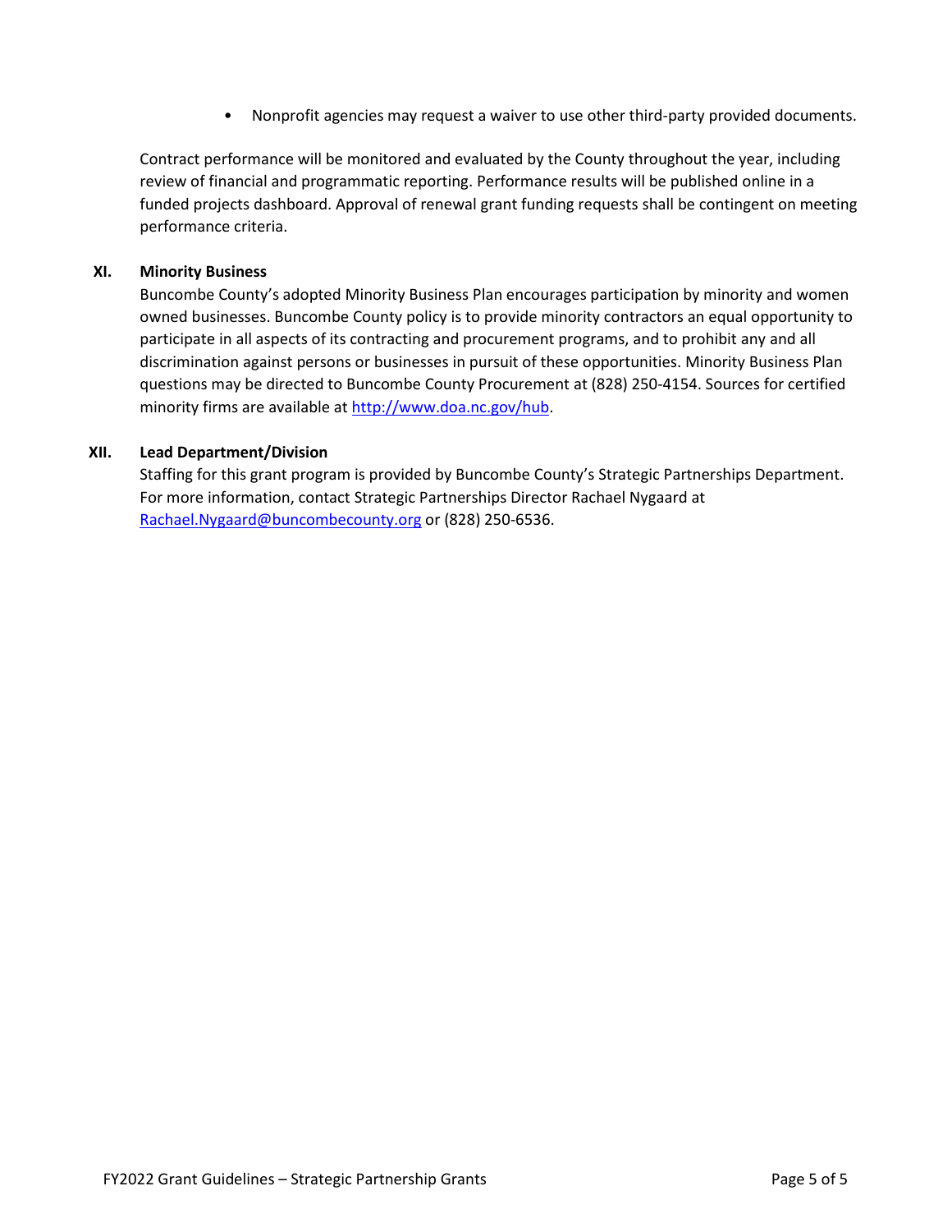- Nonprofit agencies may request a waiver to use other third-party provided documents.

Contract performance will be monitored and evaluated by the County throughout the year, including review of financial and programmatic reporting. Performance results will be published online in a funded projects dashboard. Approval of renewal grant funding requests shall be contingent on meeting performance criteria.

## XI. Minority Business

Buncombe County's adopted Minority Business Plan encourages participation by minority and women owned businesses. Buncombe County policy is to provide minority contractors an equal opportunity to participate in all aspects of its contracting and procurement programs, and to prohibit any and all discrimination against persons or businesses in pursuit of these opportunities. Minority Business Plan questions may be directed to Buncombe County Procurement at (828) 250-4154. Sources for certified minority firms are available at http://www.doa.nc.gov/hub.

## XII. Lead Department/Division

Staffing for this grant program is provided by Buncombe County's Strategic Partnerships Department. For more information, contact Strategic Partnerships Director Rachael Nygaard at Rachael.Nygaard@buncombecounty.org or (828) 250-6536.